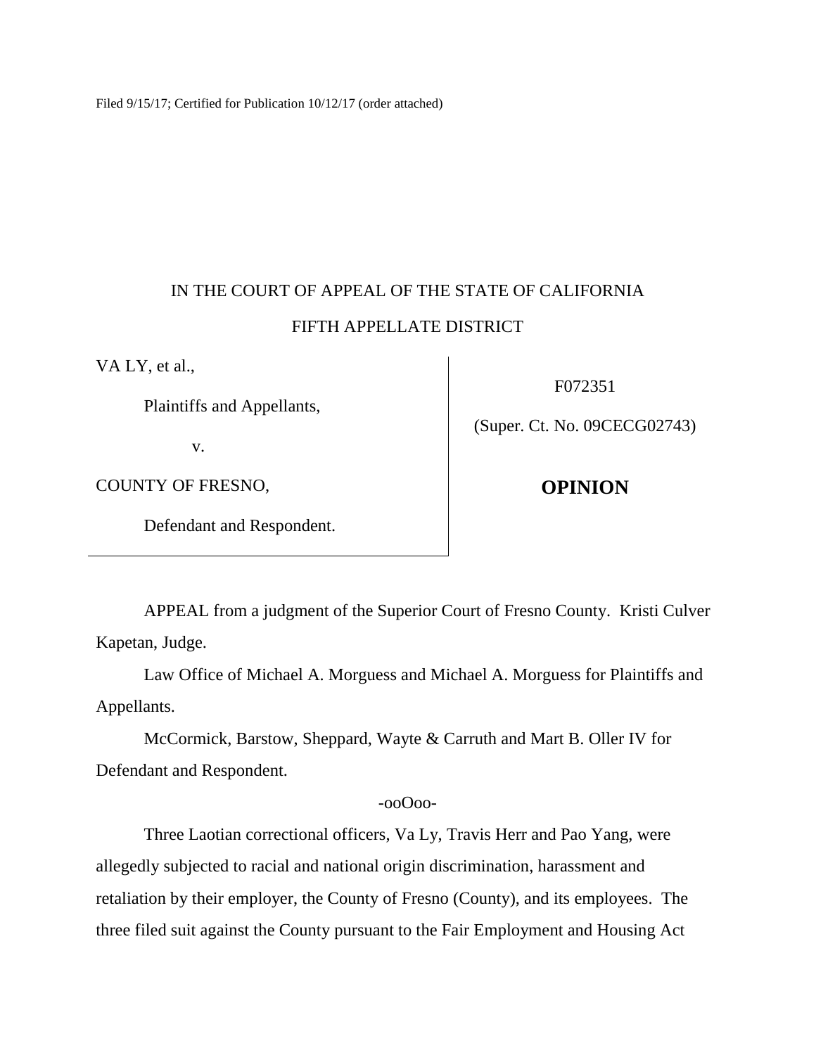Filed 9/15/17; Certified for Publication 10/12/17 (order attached)

IN THE COURT OF APPEAL OF THE STATE OF CALIFORNIA

FIFTH APPELLATE DISTRICT

| | |
|---|---|
| VA LY, et al.,<br><br>Plaintiffs and Appellants,<br><br>v.<br><br>COUNTY OF FRESNO,<br><br>Defendant and Respondent. | F072351<br><br>(Super. Ct. No. 09CECG02743)<br><br>**OPINION** |

APPEAL from a judgment of the Superior Court of Fresno County. Kristi Culver Kapetan, Judge.

Law Office of Michael A. Morguess and Michael A. Morguess for Plaintiffs and Appellants.

McCormick, Barstow, Sheppard, Wayte & Carruth and Mart B. Oller IV for Defendant and Respondent.

-ooOoo-

Three Laotian correctional officers, Va Ly, Travis Herr and Pao Yang, were allegedly subjected to racial and national origin discrimination, harassment and retaliation by their employer, the County of Fresno (County), and its employees. The three filed suit against the County pursuant to the Fair Employment and Housing Act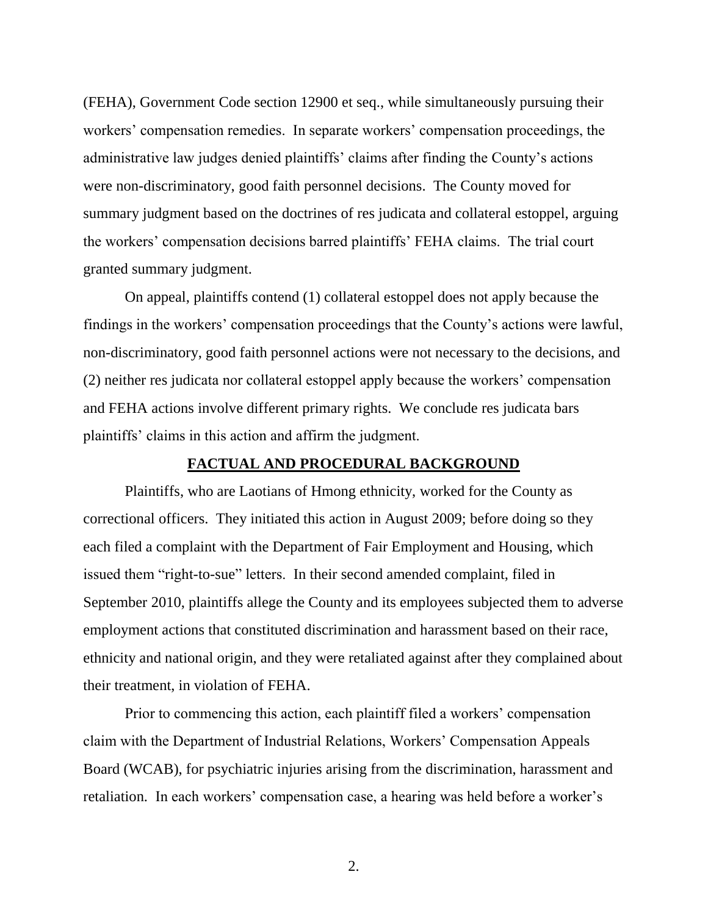(FEHA), Government Code section 12900 et seq., while simultaneously pursuing their workers' compensation remedies. In separate workers' compensation proceedings, the administrative law judges denied plaintiffs' claims after finding the County's actions were non-discriminatory, good faith personnel decisions. The County moved for summary judgment based on the doctrines of res judicata and collateral estoppel, arguing the workers' compensation decisions barred plaintiffs' FEHA claims. The trial court granted summary judgment.

On appeal, plaintiffs contend (1) collateral estoppel does not apply because the findings in the workers' compensation proceedings that the County's actions were lawful, non-discriminatory, good faith personnel actions were not necessary to the decisions, and (2) neither res judicata nor collateral estoppel apply because the workers' compensation and FEHA actions involve different primary rights. We conclude res judicata bars plaintiffs' claims in this action and affirm the judgment.

## FACTUAL AND PROCEDURAL BACKGROUND

Plaintiffs, who are Laotians of Hmong ethnicity, worked for the County as correctional officers. They initiated this action in August 2009; before doing so they each filed a complaint with the Department of Fair Employment and Housing, which issued them "right-to-sue" letters. In their second amended complaint, filed in September 2010, plaintiffs allege the County and its employees subjected them to adverse employment actions that constituted discrimination and harassment based on their race, ethnicity and national origin, and they were retaliated against after they complained about their treatment, in violation of FEHA.

Prior to commencing this action, each plaintiff filed a workers' compensation claim with the Department of Industrial Relations, Workers' Compensation Appeals Board (WCAB), for psychiatric injuries arising from the discrimination, harassment and retaliation. In each workers' compensation case, a hearing was held before a worker's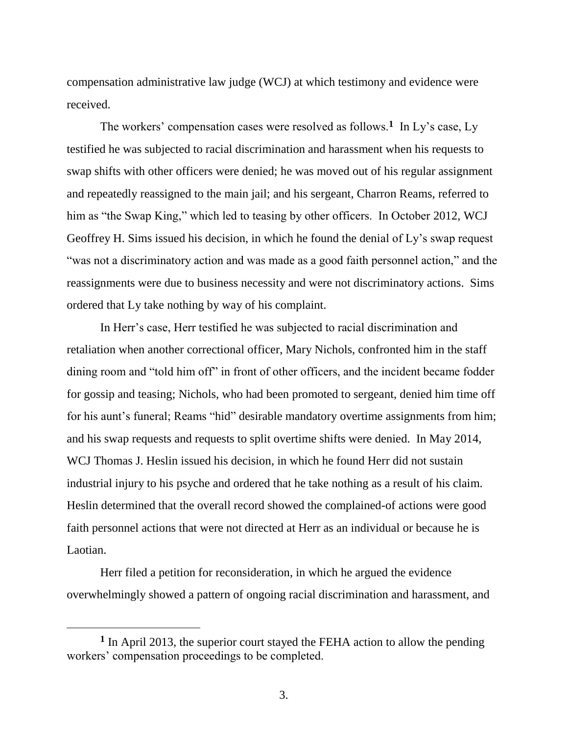compensation administrative law judge (WCJ) at which testimony and evidence were received.

The workers' compensation cases were resolved as follows.[1] In Ly's case, Ly testified he was subjected to racial discrimination and harassment when his requests to swap shifts with other officers were denied; he was moved out of his regular assignment and repeatedly reassigned to the main jail; and his sergeant, Charron Reams, referred to him as "the Swap King," which led to teasing by other officers. In October 2012, WCJ Geoffrey H. Sims issued his decision, in which he found the denial of Ly's swap request "was not a discriminatory action and was made as a good faith personnel action," and the reassignments were due to business necessity and were not discriminatory actions. Sims ordered that Ly take nothing by way of his complaint.

In Herr's case, Herr testified he was subjected to racial discrimination and retaliation when another correctional officer, Mary Nichols, confronted him in the staff dining room and "told him off" in front of other officers, and the incident became fodder for gossip and teasing; Nichols, who had been promoted to sergeant, denied him time off for his aunt's funeral; Reams "hid" desirable mandatory overtime assignments from him; and his swap requests and requests to split overtime shifts were denied. In May 2014, WCJ Thomas J. Heslin issued his decision, in which he found Herr did not sustain industrial injury to his psyche and ordered that he take nothing as a result of his claim. Heslin determined that the overall record showed the complained-of actions were good faith personnel actions that were not directed at Herr as an individual or because he is Laotian.

Herr filed a petition for reconsideration, in which he argued the evidence overwhelmingly showed a pattern of ongoing racial discrimination and harassment, and

[1] In April 2013, the superior court stayed the FEHA action to allow the pending workers' compensation proceedings to be completed.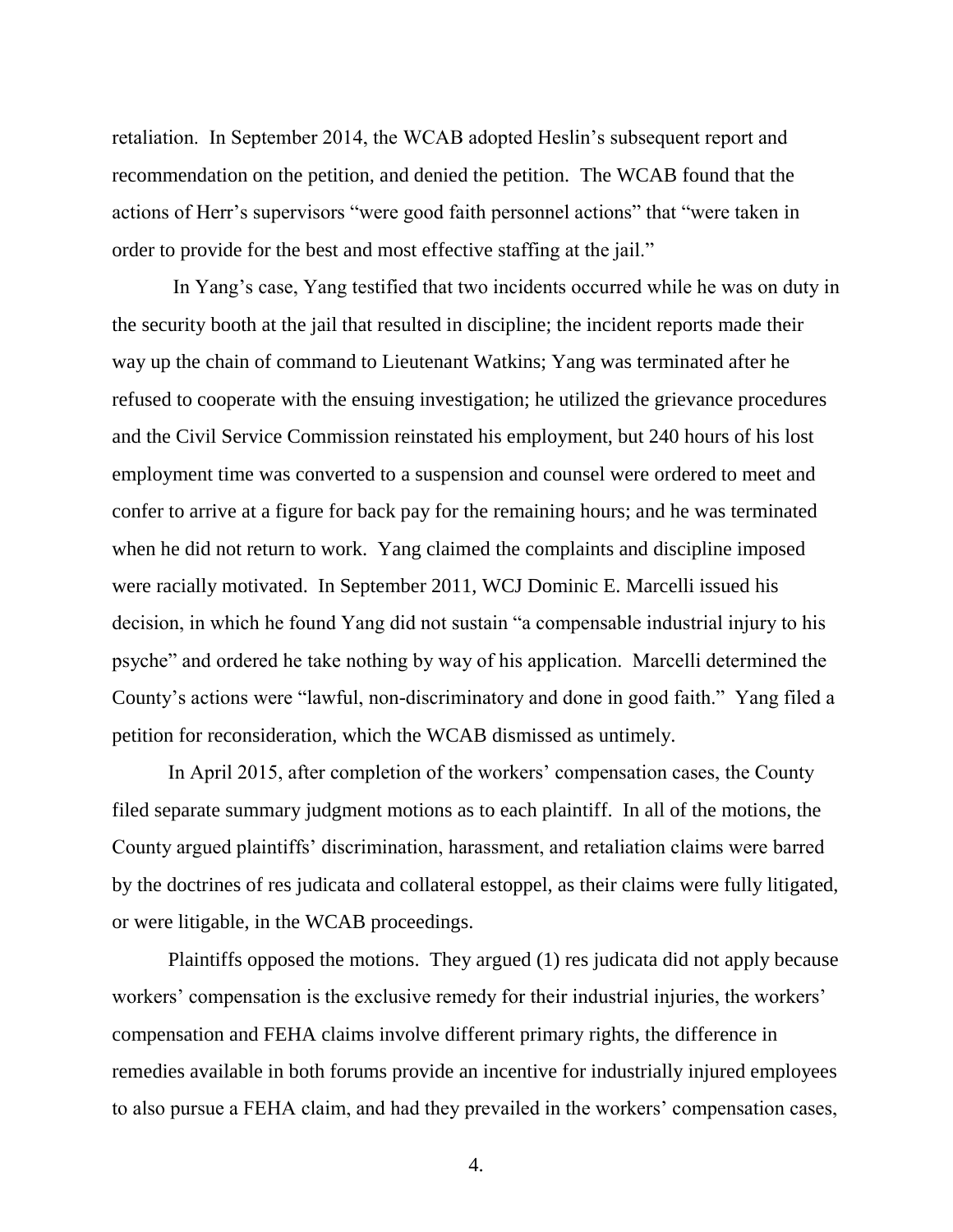retaliation. In September 2014, the WCAB adopted Heslin's subsequent report and recommendation on the petition, and denied the petition. The WCAB found that the actions of Herr's supervisors "were good faith personnel actions" that "were taken in order to provide for the best and most effective staffing at the jail."

In Yang's case, Yang testified that two incidents occurred while he was on duty in the security booth at the jail that resulted in discipline; the incident reports made their way up the chain of command to Lieutenant Watkins; Yang was terminated after he refused to cooperate with the ensuing investigation; he utilized the grievance procedures and the Civil Service Commission reinstated his employment, but 240 hours of his lost employment time was converted to a suspension and counsel were ordered to meet and confer to arrive at a figure for back pay for the remaining hours; and he was terminated when he did not return to work. Yang claimed the complaints and discipline imposed were racially motivated. In September 2011, WCJ Dominic E. Marcelli issued his decision, in which he found Yang did not sustain "a compensable industrial injury to his psyche" and ordered he take nothing by way of his application. Marcelli determined the County's actions were "lawful, non-discriminatory and done in good faith." Yang filed a petition for reconsideration, which the WCAB dismissed as untimely.

In April 2015, after completion of the workers' compensation cases, the County filed separate summary judgment motions as to each plaintiff. In all of the motions, the County argued plaintiffs' discrimination, harassment, and retaliation claims were barred by the doctrines of res judicata and collateral estoppel, as their claims were fully litigated, or were litigable, in the WCAB proceedings.

Plaintiffs opposed the motions. They argued (1) res judicata did not apply because workers' compensation is the exclusive remedy for their industrial injuries, the workers' compensation and FEHA claims involve different primary rights, the difference in remedies available in both forums provide an incentive for industrially injured employees to also pursue a FEHA claim, and had they prevailed in the workers' compensation cases,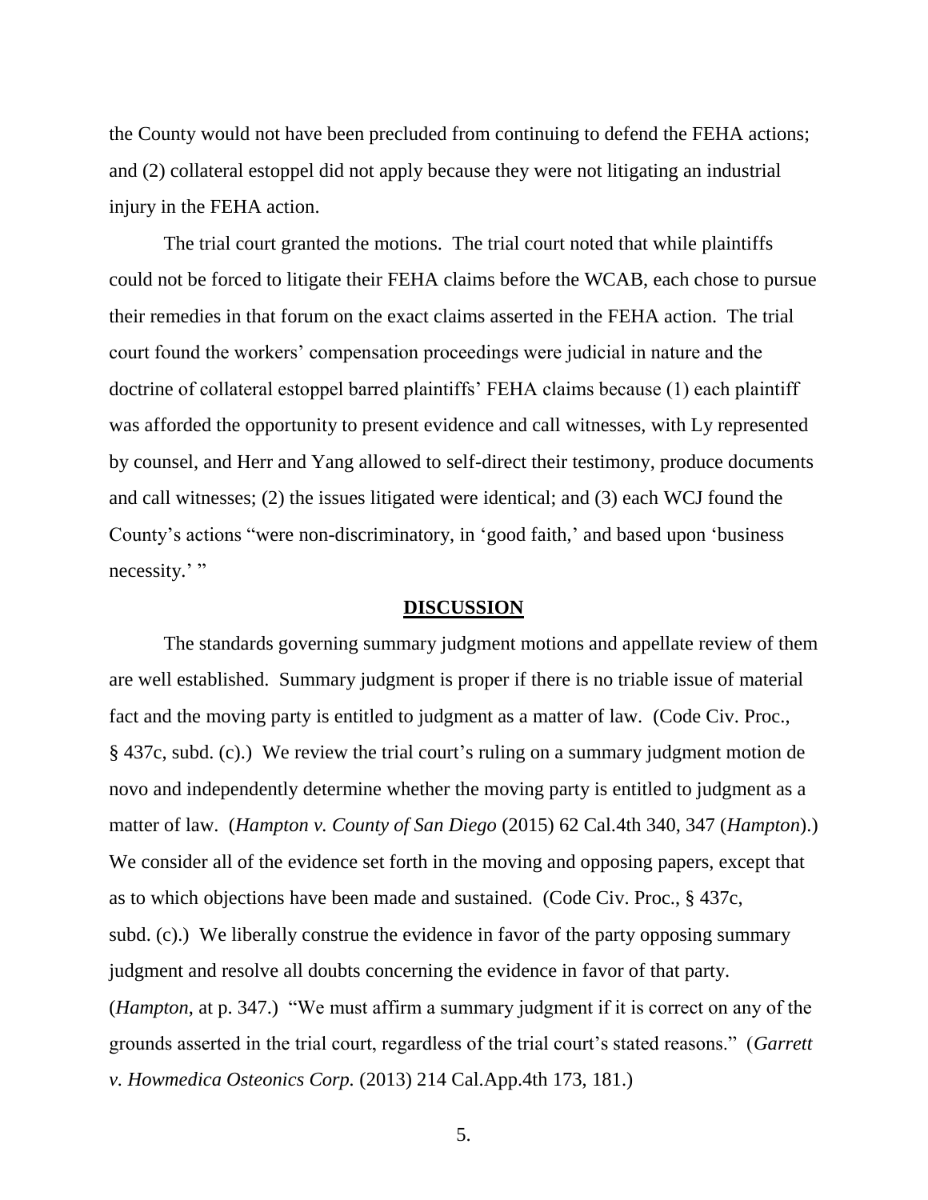the County would not have been precluded from continuing to defend the FEHA actions; and (2) collateral estoppel did not apply because they were not litigating an industrial injury in the FEHA action.

The trial court granted the motions. The trial court noted that while plaintiffs could not be forced to litigate their FEHA claims before the WCAB, each chose to pursue their remedies in that forum on the exact claims asserted in the FEHA action. The trial court found the workers' compensation proceedings were judicial in nature and the doctrine of collateral estoppel barred plaintiffs' FEHA claims because (1) each plaintiff was afforded the opportunity to present evidence and call witnesses, with Ly represented by counsel, and Herr and Yang allowed to self-direct their testimony, produce documents and call witnesses; (2) the issues litigated were identical; and (3) each WCJ found the County's actions "were non-discriminatory, in 'good faith,' and based upon 'business necessity.' "

## **DISCUSSION**

The standards governing summary judgment motions and appellate review of them are well established. Summary judgment is proper if there is no triable issue of material fact and the moving party is entitled to judgment as a matter of law. (Code Civ. Proc., § 437c, subd. (c).) We review the trial court's ruling on a summary judgment motion de novo and independently determine whether the moving party is entitled to judgment as a matter of law. (*Hampton v. County of San Diego* (2015) 62 Cal.4th 340, 347 (*Hampton*).) We consider all of the evidence set forth in the moving and opposing papers, except that as to which objections have been made and sustained. (Code Civ. Proc., § 437c, subd. (c).) We liberally construe the evidence in favor of the party opposing summary judgment and resolve all doubts concerning the evidence in favor of that party. (*Hampton*, at p. 347.) "We must affirm a summary judgment if it is correct on any of the grounds asserted in the trial court, regardless of the trial court's stated reasons." (*Garrett v. Howmedica Osteonics Corp.* (2013) 214 Cal.App.4th 173, 181.)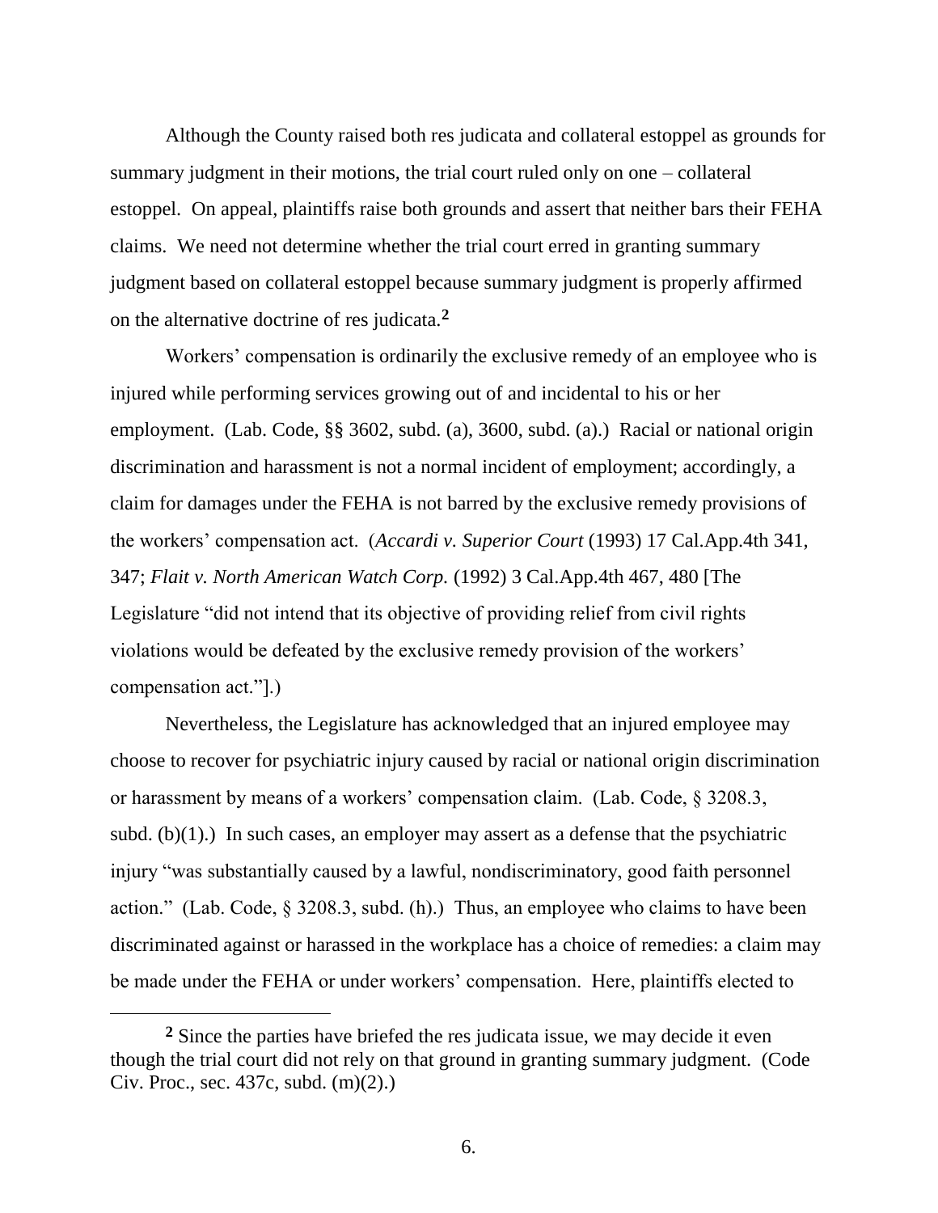Although the County raised both res judicata and collateral estoppel as grounds for summary judgment in their motions, the trial court ruled only on one – collateral estoppel. On appeal, plaintiffs raise both grounds and assert that neither bars their FEHA claims. We need not determine whether the trial court erred in granting summary judgment based on collateral estoppel because summary judgment is properly affirmed on the alternative doctrine of res judicata.[2]

Workers' compensation is ordinarily the exclusive remedy of an employee who is injured while performing services growing out of and incidental to his or her employment. (Lab. Code, §§ 3602, subd. (a), 3600, subd. (a).) Racial or national origin discrimination and harassment is not a normal incident of employment; accordingly, a claim for damages under the FEHA is not barred by the exclusive remedy provisions of the workers' compensation act. (*Accardi v. Superior Court* (1993) 17 Cal.App.4th 341, 347; *Flait v. North American Watch Corp.* (1992) 3 Cal.App.4th 467, 480 [The Legislature "did not intend that its objective of providing relief from civil rights violations would be defeated by the exclusive remedy provision of the workers' compensation act."].)

Nevertheless, the Legislature has acknowledged that an injured employee may choose to recover for psychiatric injury caused by racial or national origin discrimination or harassment by means of a workers' compensation claim. (Lab. Code, § 3208.3, subd. (b)(1).) In such cases, an employer may assert as a defense that the psychiatric injury "was substantially caused by a lawful, nondiscriminatory, good faith personnel action." (Lab. Code, § 3208.3, subd. (h).) Thus, an employee who claims to have been discriminated against or harassed in the workplace has a choice of remedies: a claim may be made under the FEHA or under workers' compensation. Here, plaintiffs elected to

---

[2] Since the parties have briefed the res judicata issue, we may decide it even though the trial court did not rely on that ground in granting summary judgment. (Code Civ. Proc., sec. 437c, subd. (m)(2).)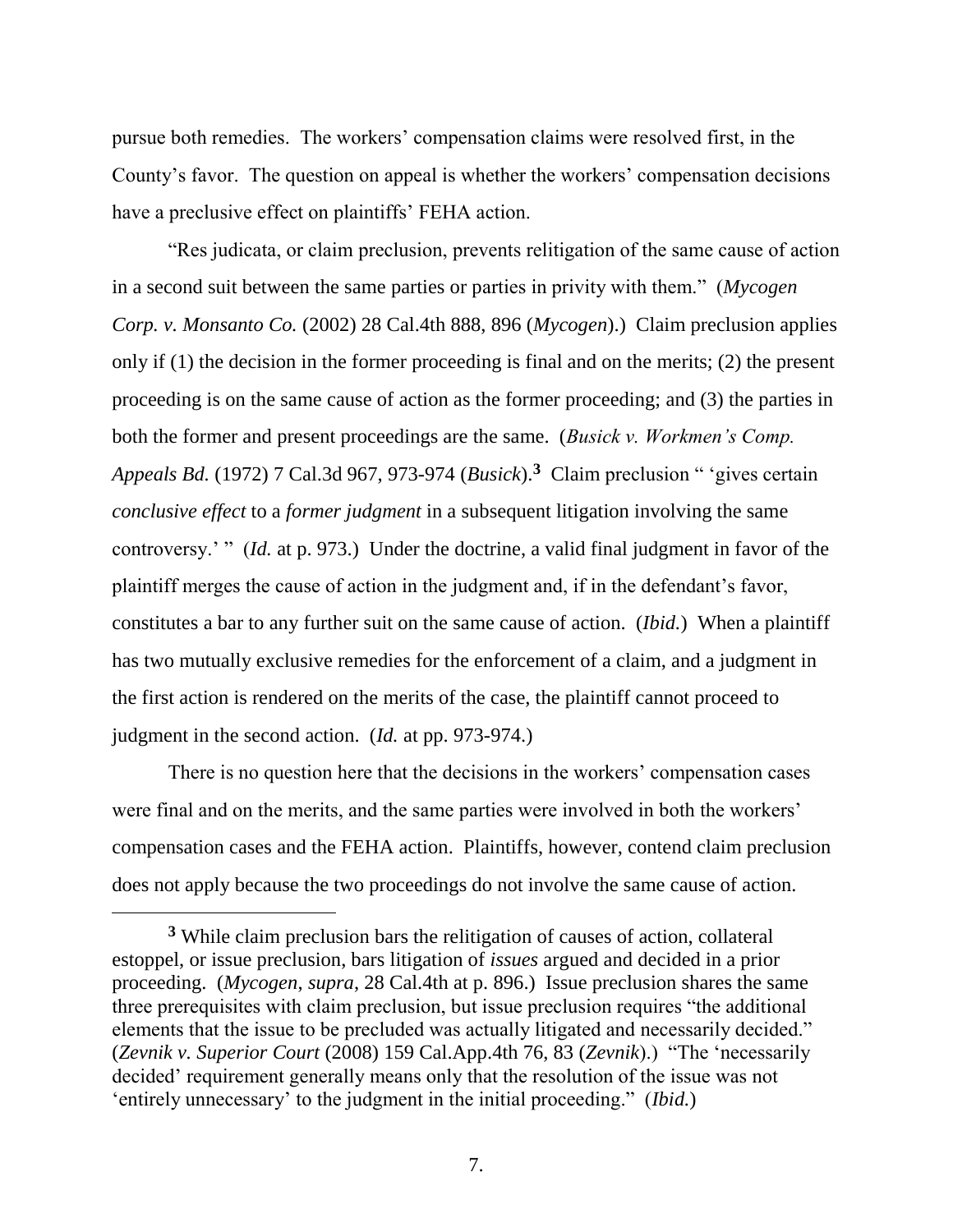pursue both remedies. The workers' compensation claims were resolved first, in the County's favor. The question on appeal is whether the workers' compensation decisions have a preclusive effect on plaintiffs' FEHA action.

"Res judicata, or claim preclusion, prevents relitigation of the same cause of action in a second suit between the same parties or parties in privity with them." (*Mycogen Corp. v. Monsanto Co.* (2002) 28 Cal.4th 888, 896 (*Mycogen*).) Claim preclusion applies only if (1) the decision in the former proceeding is final and on the merits; (2) the present proceeding is on the same cause of action as the former proceeding; and (3) the parties in both the former and present proceedings are the same. (*Busick v. Workmen's Comp. Appeals Bd.* (1972) 7 Cal.3d 967, 973-974 (*Busick*).[3] Claim preclusion " 'gives certain *conclusive effect* to a *former judgment* in a subsequent litigation involving the same controversy.' " (*Id.* at p. 973.) Under the doctrine, a valid final judgment in favor of the plaintiff merges the cause of action in the judgment and, if in the defendant's favor, constitutes a bar to any further suit on the same cause of action. (*Ibid.*) When a plaintiff has two mutually exclusive remedies for the enforcement of a claim, and a judgment in the first action is rendered on the merits of the case, the plaintiff cannot proceed to judgment in the second action. (*Id.* at pp. 973-974.)

There is no question here that the decisions in the workers' compensation cases were final and on the merits, and the same parties were involved in both the workers' compensation cases and the FEHA action. Plaintiffs, however, contend claim preclusion does not apply because the two proceedings do not involve the same cause of action.

---

[3] While claim preclusion bars the relitigation of causes of action, collateral estoppel, or issue preclusion, bars litigation of *issues* argued and decided in a prior proceeding. (*Mycogen, supra*, 28 Cal.4th at p. 896.) Issue preclusion shares the same three prerequisites with claim preclusion, but issue preclusion requires "the additional elements that the issue to be precluded was actually litigated and necessarily decided." (*Zevnik v. Superior Court* (2008) 159 Cal.App.4th 76, 83 (*Zevnik*).) "The 'necessarily decided' requirement generally means only that the resolution of the issue was not 'entirely unnecessary' to the judgment in the initial proceeding." (*Ibid.*)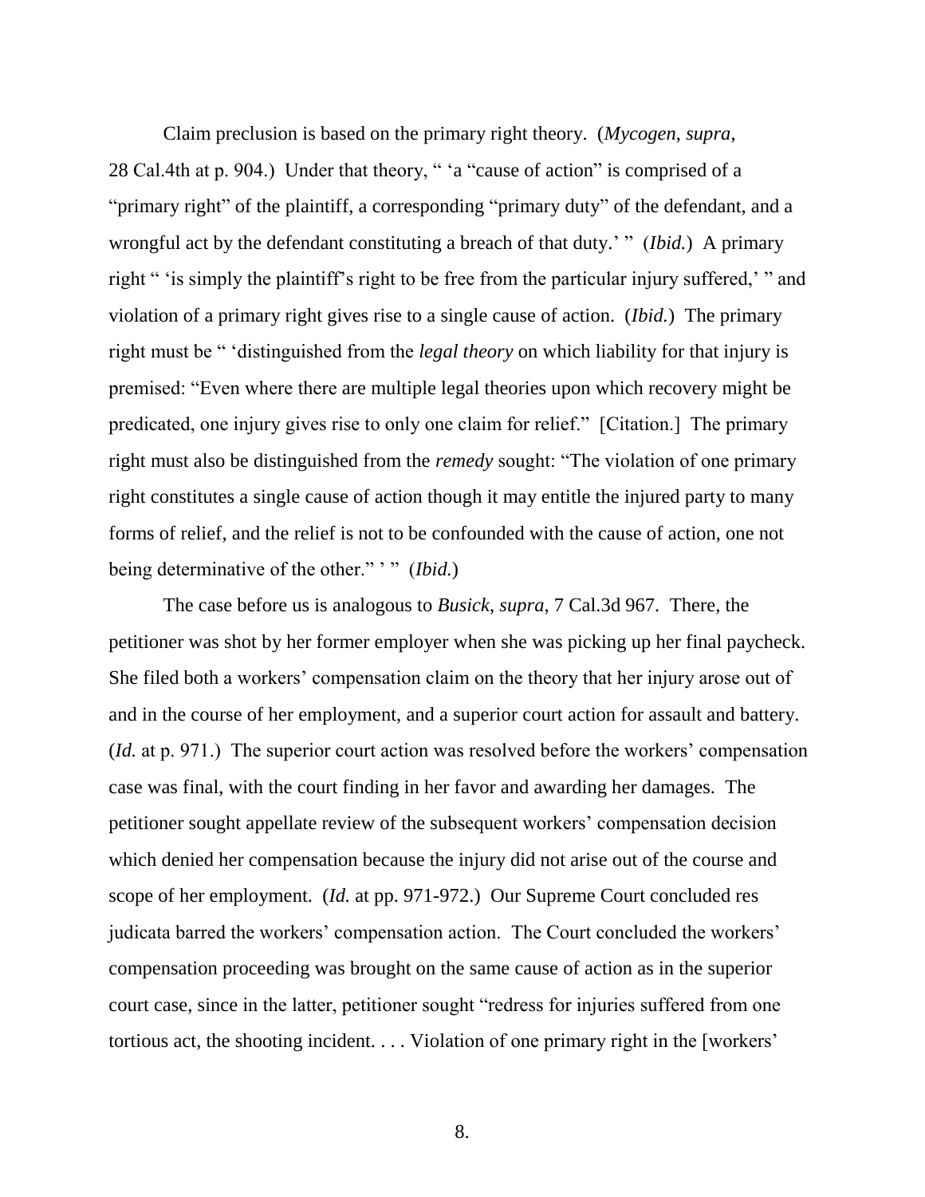Claim preclusion is based on the primary right theory. (*Mycogen*, *supra*, 28 Cal.4th at p. 904.) Under that theory, " 'a "cause of action" is comprised of a "primary right" of the plaintiff, a corresponding "primary duty" of the defendant, and a wrongful act by the defendant constituting a breach of that duty.' " (*Ibid.*) A primary right " 'is simply the plaintiff's right to be free from the particular injury suffered,' " and violation of a primary right gives rise to a single cause of action. (*Ibid.*) The primary right must be " 'distinguished from the *legal theory* on which liability for that injury is premised: "Even where there are multiple legal theories upon which recovery might be predicated, one injury gives rise to only one claim for relief." [Citation.] The primary right must also be distinguished from the *remedy* sought: "The violation of one primary right constitutes a single cause of action though it may entitle the injured party to many forms of relief, and the relief is not to be confounded with the cause of action, one not being determinative of the other." ' " (*Ibid.*)

The case before us is analogous to *Busick*, *supra*, 7 Cal.3d 967. There, the petitioner was shot by her former employer when she was picking up her final paycheck. She filed both a workers' compensation claim on the theory that her injury arose out of and in the course of her employment, and a superior court action for assault and battery. (*Id.* at p. 971.) The superior court action was resolved before the workers' compensation case was final, with the court finding in her favor and awarding her damages. The petitioner sought appellate review of the subsequent workers' compensation decision which denied her compensation because the injury did not arise out of the course and scope of her employment. (*Id.* at pp. 971-972.) Our Supreme Court concluded res judicata barred the workers' compensation action. The Court concluded the workers' compensation proceeding was brought on the same cause of action as in the superior court case, since in the latter, petitioner sought "redress for injuries suffered from one tortious act, the shooting incident. . . . Violation of one primary right in the [workers'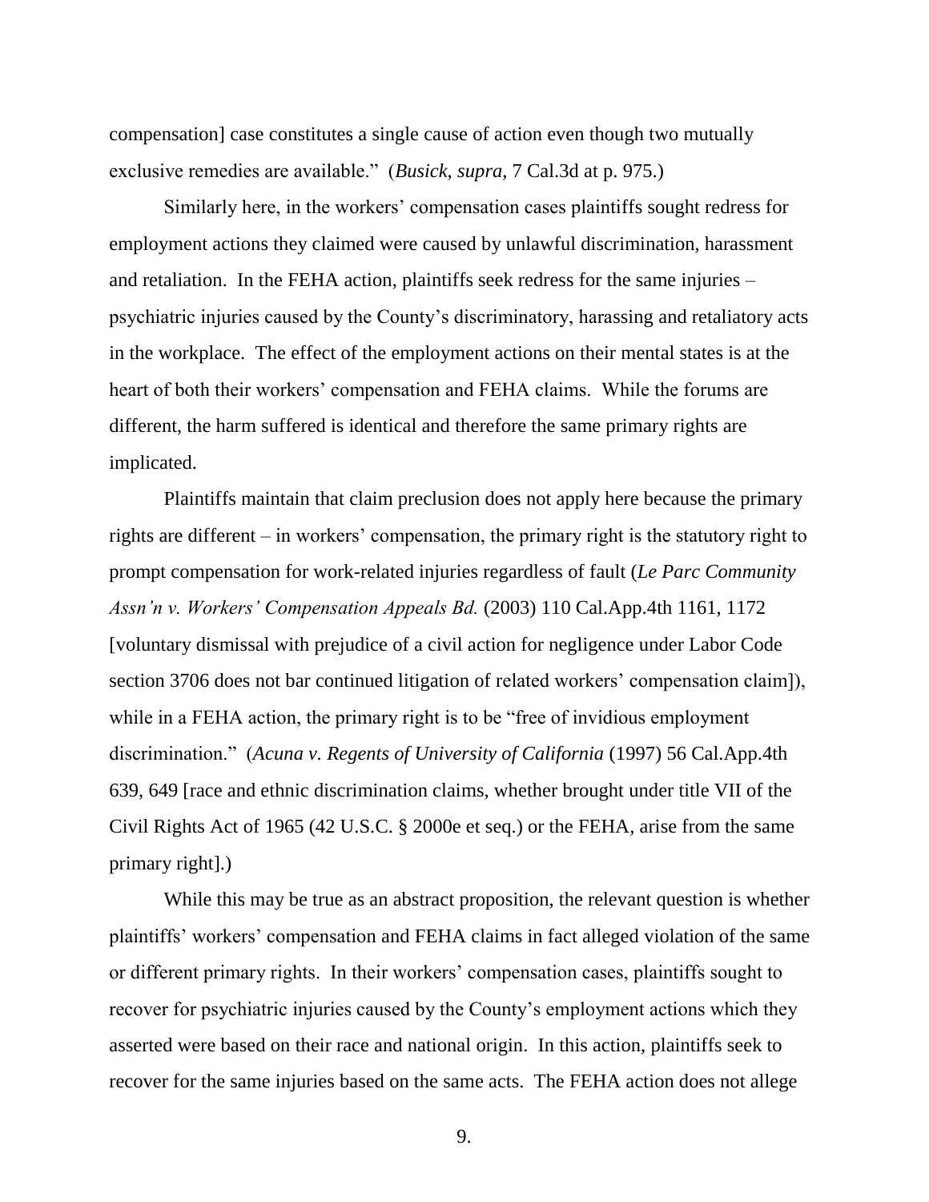compensation] case constitutes a single cause of action even though two mutually exclusive remedies are available." (*Busick*, *supra*, 7 Cal.3d at p. 975.)

Similarly here, in the workers' compensation cases plaintiffs sought redress for employment actions they claimed were caused by unlawful discrimination, harassment and retaliation. In the FEHA action, plaintiffs seek redress for the same injuries – psychiatric injuries caused by the County's discriminatory, harassing and retaliatory acts in the workplace. The effect of the employment actions on their mental states is at the heart of both their workers' compensation and FEHA claims. While the forums are different, the harm suffered is identical and therefore the same primary rights are implicated.

Plaintiffs maintain that claim preclusion does not apply here because the primary rights are different – in workers' compensation, the primary right is the statutory right to prompt compensation for work-related injuries regardless of fault (*Le Parc Community Assn'n v. Workers' Compensation Appeals Bd.* (2003) 110 Cal.App.4th 1161, 1172 [voluntary dismissal with prejudice of a civil action for negligence under Labor Code section 3706 does not bar continued litigation of related workers' compensation claim]), while in a FEHA action, the primary right is to be "free of invidious employment discrimination." (*Acuna v. Regents of University of California* (1997) 56 Cal.App.4th 639, 649 [race and ethnic discrimination claims, whether brought under title VII of the Civil Rights Act of 1965 (42 U.S.C. § 2000e et seq.) or the FEHA, arise from the same primary right].)

While this may be true as an abstract proposition, the relevant question is whether plaintiffs' workers' compensation and FEHA claims in fact alleged violation of the same or different primary rights. In their workers' compensation cases, plaintiffs sought to recover for psychiatric injuries caused by the County's employment actions which they asserted were based on their race and national origin. In this action, plaintiffs seek to recover for the same injuries based on the same acts. The FEHA action does not allege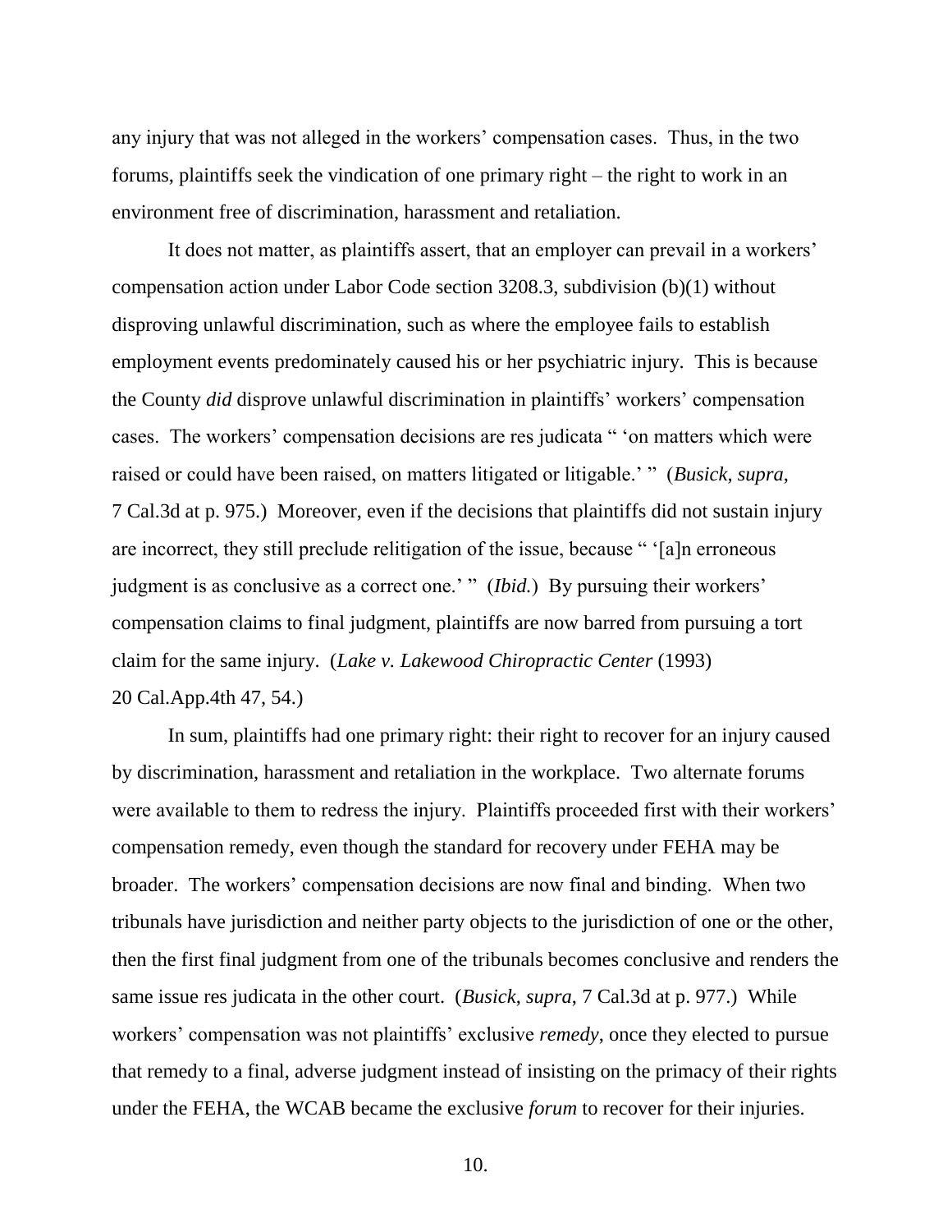any injury that was not alleged in the workers' compensation cases. Thus, in the two forums, plaintiffs seek the vindication of one primary right – the right to work in an environment free of discrimination, harassment and retaliation.

It does not matter, as plaintiffs assert, that an employer can prevail in a workers' compensation action under Labor Code section 3208.3, subdivision (b)(1) without disproving unlawful discrimination, such as where the employee fails to establish employment events predominately caused his or her psychiatric injury. This is because the County *did* disprove unlawful discrimination in plaintiffs' workers' compensation cases. The workers' compensation decisions are res judicata " 'on matters which were raised or could have been raised, on matters litigated or litigable.' " (*Busick*, *supra*, 7 Cal.3d at p. 975.) Moreover, even if the decisions that plaintiffs did not sustain injury are incorrect, they still preclude relitigation of the issue, because " '[a]n erroneous judgment is as conclusive as a correct one.' " (*Ibid.*) By pursuing their workers' compensation claims to final judgment, plaintiffs are now barred from pursuing a tort claim for the same injury. (*Lake v. Lakewood Chiropractic Center* (1993) 20 Cal.App.4th 47, 54.)

In sum, plaintiffs had one primary right: their right to recover for an injury caused by discrimination, harassment and retaliation in the workplace. Two alternate forums were available to them to redress the injury. Plaintiffs proceeded first with their workers' compensation remedy, even though the standard for recovery under FEHA may be broader. The workers' compensation decisions are now final and binding. When two tribunals have jurisdiction and neither party objects to the jurisdiction of one or the other, then the first final judgment from one of the tribunals becomes conclusive and renders the same issue res judicata in the other court. (*Busick*, *supra*, 7 Cal.3d at p. 977.) While workers' compensation was not plaintiffs' exclusive *remedy*, once they elected to pursue that remedy to a final, adverse judgment instead of insisting on the primacy of their rights under the FEHA, the WCAB became the exclusive *forum* to recover for their injuries.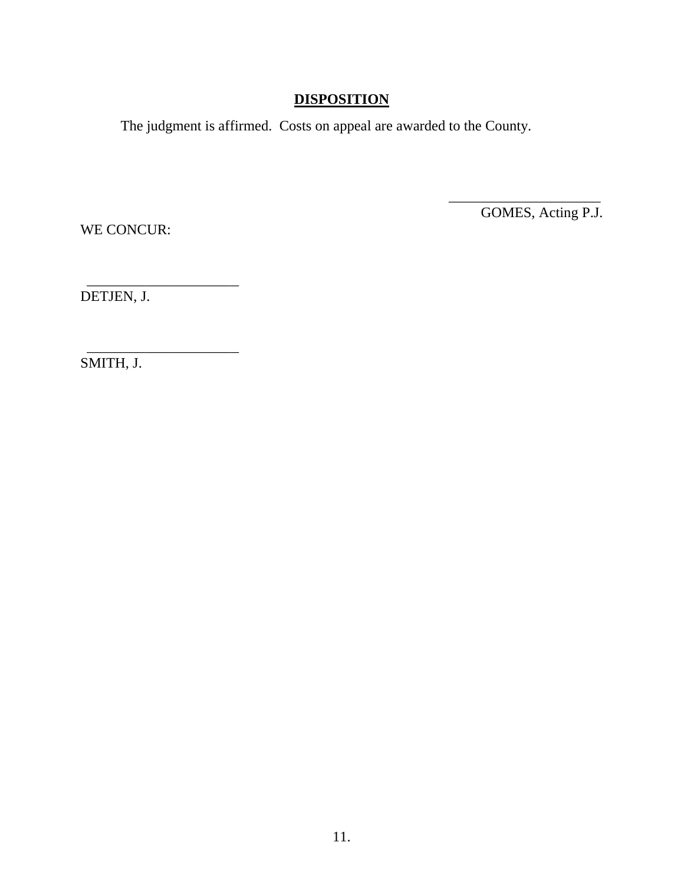## DISPOSITION

The judgment is affirmed. Costs on appeal are awarded to the County.

_____________________
GOMES, Acting P.J.

WE CONCUR:

_____________________
DETJEN, J.

_____________________
SMITH, J.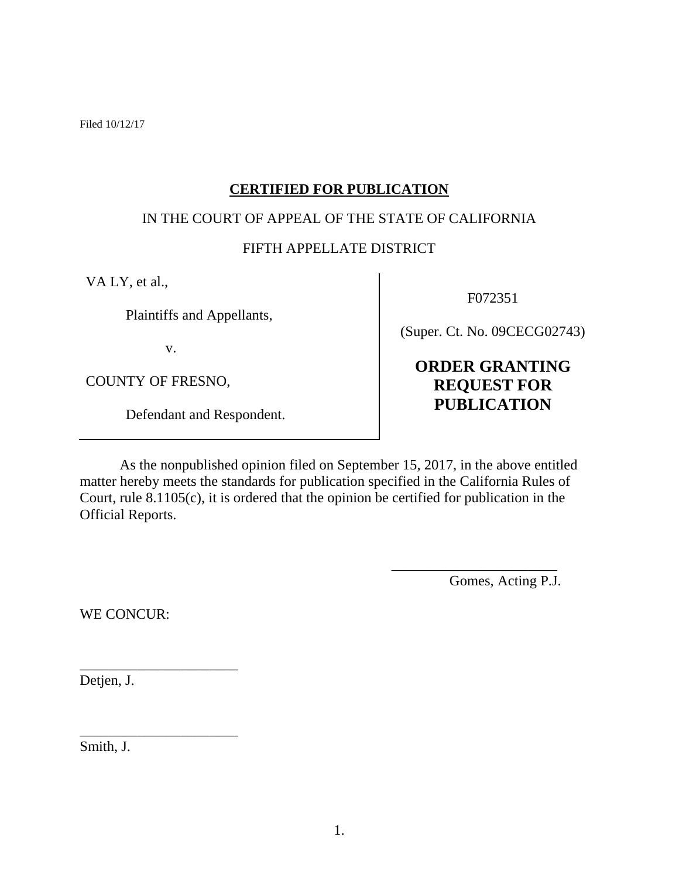Filed 10/12/17

**CERTIFIED FOR PUBLICATION**

IN THE COURT OF APPEAL OF THE STATE OF CALIFORNIA

FIFTH APPELLATE DISTRICT

| | |
|---|---|
| VA LY, et al.,<br><br>Plaintiffs and Appellants,<br><br>v.<br><br>COUNTY OF FRESNO,<br><br>Defendant and Respondent. | F072351<br><br>(Super. Ct. No. 09CECG02743)<br><br>**ORDER GRANTING REQUEST FOR PUBLICATION** |

As the nonpublished opinion filed on September 15, 2017, in the above entitled matter hereby meets the standards for publication specified in the California Rules of Court, rule 8.1105(c), it is ordered that the opinion be certified for publication in the Official Reports.

_______________________
Gomes, Acting P.J.

WE CONCUR:

_______________________
Detjen, J.

_______________________
Smith, J.